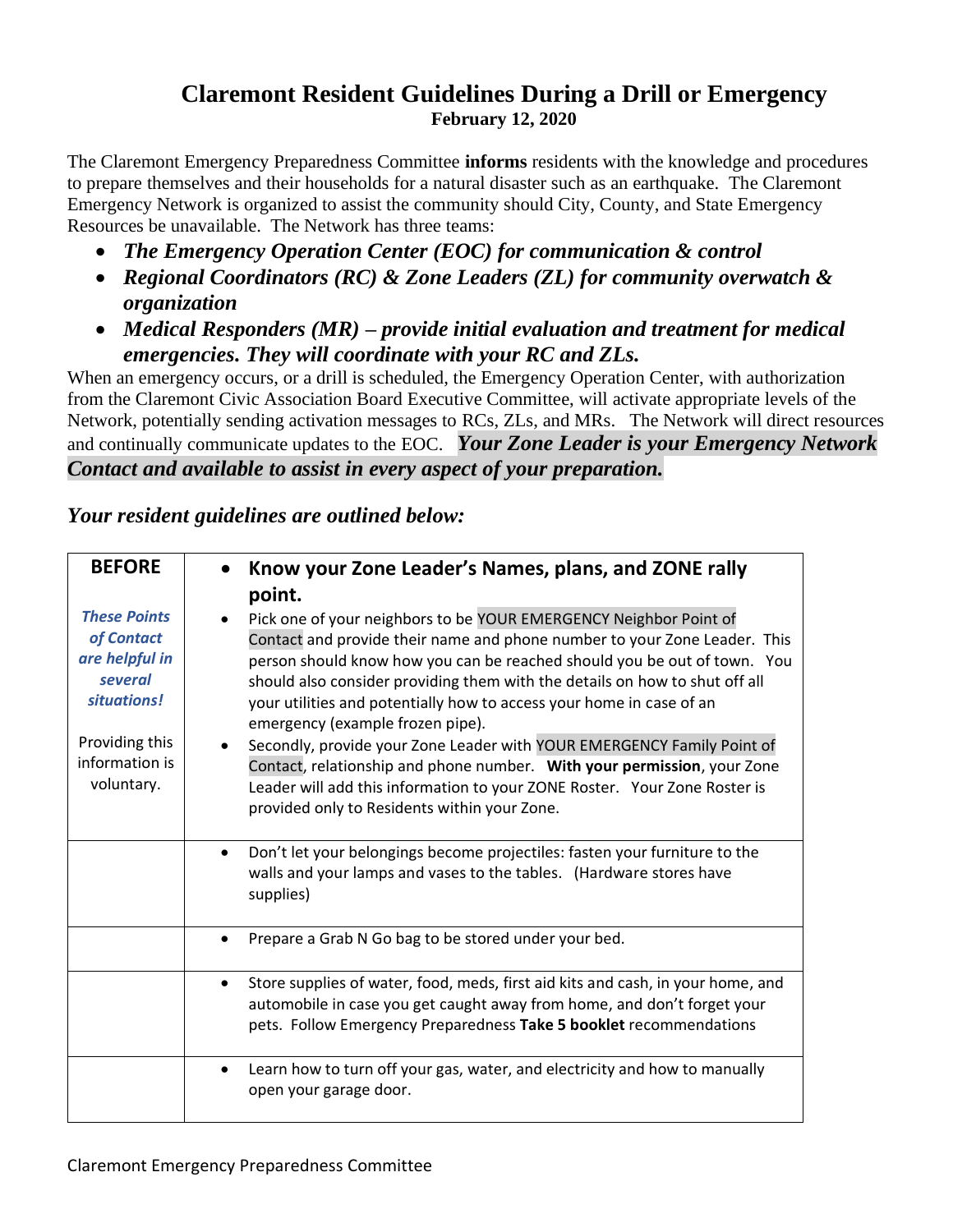# Claremont Resident Guidelines During a Drill or Emergency

**February 12, 2020**

The Claremont Emergency Preparedness Committee **informs** residents with the knowledge and procedures to prepare themselves and their households for a natural disaster such as an earthquake. The Claremont Emergency Network is organized to assist the community should City, County, and State Emergency Resources be unavailable. The Network has three teams:

- ***The Emergency Operation Center (EOC) for communication & control***
- ***Regional Coordinators (RC) & Zone Leaders (ZL) for community overwatch & organization***
- ***Medical Responders (MR) – provide initial evaluation and treatment for medical emergencies. They will coordinate with your RC and ZLs.***

When an emergency occurs, or a drill is scheduled, the Emergency Operation Center, with authorization from the Claremont Civic Association Board Executive Committee, will activate appropriate levels of the Network, potentially sending activation messages to RCs, ZLs, and MRs. The Network will direct resources and continually communicate updates to the EOC. ***Your Zone Leader is your Emergency Network Contact and available to assist in every aspect of your preparation.***

### *Your resident guidelines are outlined below:*

| **BEFORE**<br><br>***These Points of Contact are helpful in several situations!***<br><br>Providing this information is voluntary. | • **Know your Zone Leader's Names, plans, and ZONE rally point.**<br>• Pick one of your neighbors to be YOUR EMERGENCY Neighbor Point of Contact and provide their name and phone number to your Zone Leader. This person should know how you can be reached should you be out of town. You should also consider providing them with the details on how to shut off all your utilities and potentially how to access your home in case of an emergency (example frozen pipe).<br>• Secondly, provide your Zone Leader with YOUR EMERGENCY Family Point of Contact, relationship and phone number. **With your permission**, your Zone Leader will add this information to your ZONE Roster. Your Zone Roster is provided only to Residents within your Zone. |
|---|---|
| | • Don't let your belongings become projectiles: fasten your furniture to the walls and your lamps and vases to the tables. (Hardware stores have supplies) |
| | • Prepare a Grab N Go bag to be stored under your bed. |
| | • Store supplies of water, food, meds, first aid kits and cash, in your home, and automobile in case you get caught away from home, and don't forget your pets. Follow Emergency Preparedness **Take 5 booklet** recommendations |
| | • Learn how to turn off your gas, water, and electricity and how to manually open your garage door. |

Claremont Emergency Preparedness Committee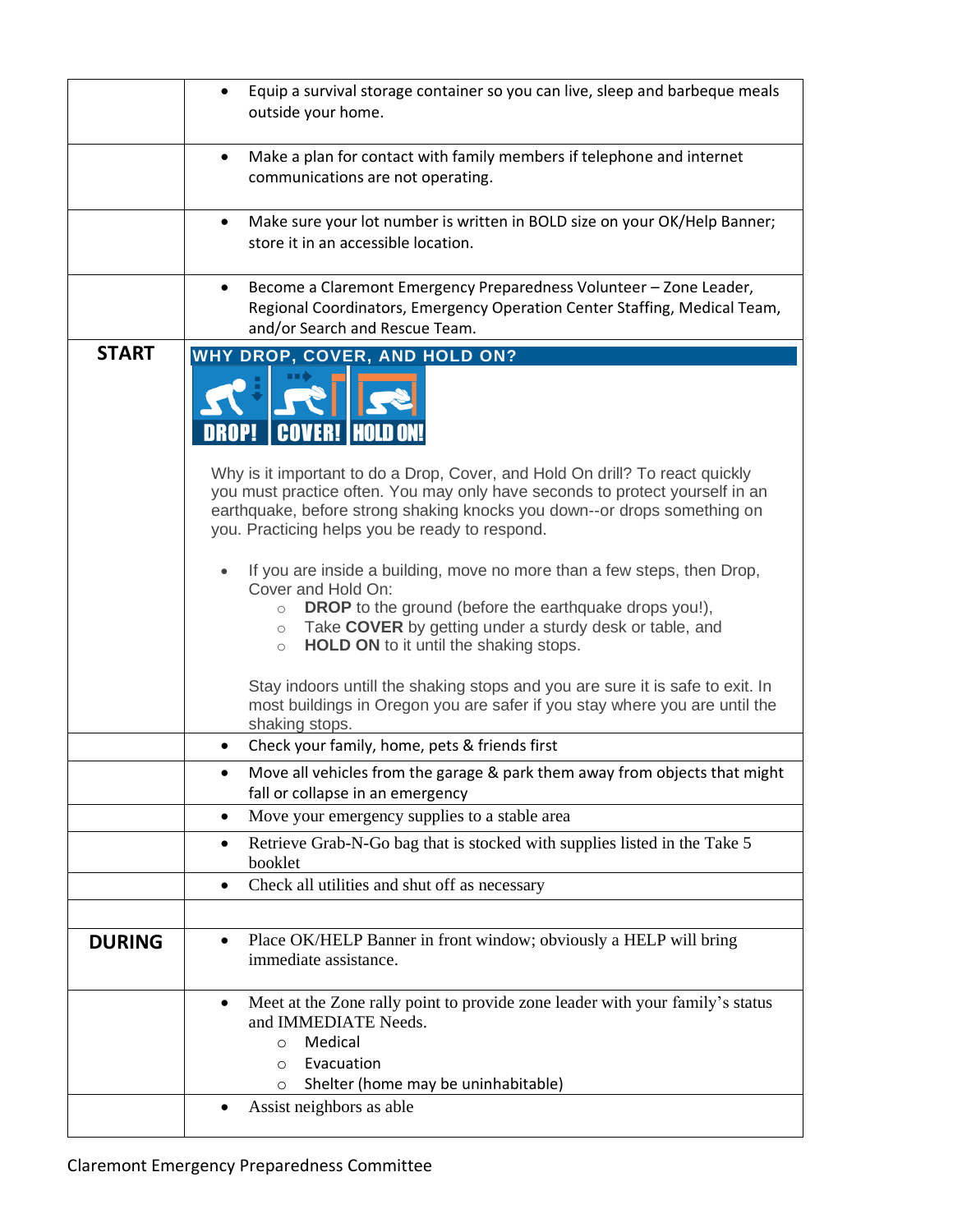| | |
|---|---|
| | • Equip a survival storage container so you can live, sleep and barbeque meals outside your home. |
| | • Make a plan for contact with family members if telephone and internet communications are not operating. |
| | • Make sure your lot number is written in BOLD size on your OK/Help Banner; store it in an accessible location. |
| | • Become a Claremont Emergency Preparedness Volunteer – Zone Leader, Regional Coordinators, Emergency Operation Center Staffing, Medical Team, and/or Search and Rescue Team. |
| **START** | **WHY DROP, COVER, AND HOLD ON?** DROP! COVER! HOLD ON! Why is it important to do a Drop, Cover, and Hold On drill? To react quickly you must practice often. You may only have seconds to protect yourself in an earthquake, before strong shaking knocks you down--or drops something on you. Practicing helps you be ready to respond. • If you are inside a building, move no more than a few steps, then Drop, Cover and Hold On: ○ **DROP** to the ground (before the earthquake drops you!), ○ Take **COVER** by getting under a sturdy desk or table, and ○ **HOLD ON** to it until the shaking stops. Stay indoors untill the shaking stops and you are sure it is safe to exit. In most buildings in Oregon you are safer if you stay where you are until the shaking stops. |
| | • Check your family, home, pets & friends first |
| | • Move all vehicles from the garage & park them away from objects that might fall or collapse in an emergency |
| | • Move your emergency supplies to a stable area |
| | • Retrieve Grab-N-Go bag that is stocked with supplies listed in the Take 5 booklet |
| | • Check all utilities and shut off as necessary |
| | |
| **DURING** | • Place OK/HELP Banner in front window; obviously a HELP will bring immediate assistance. |
| | • Meet at the Zone rally point to provide zone leader with your family's status and IMMEDIATE Needs. ○ Medical ○ Evacuation ○ Shelter (home may be uninhabitable) |
| | • Assist neighbors as able |

Claremont Emergency Preparedness Committee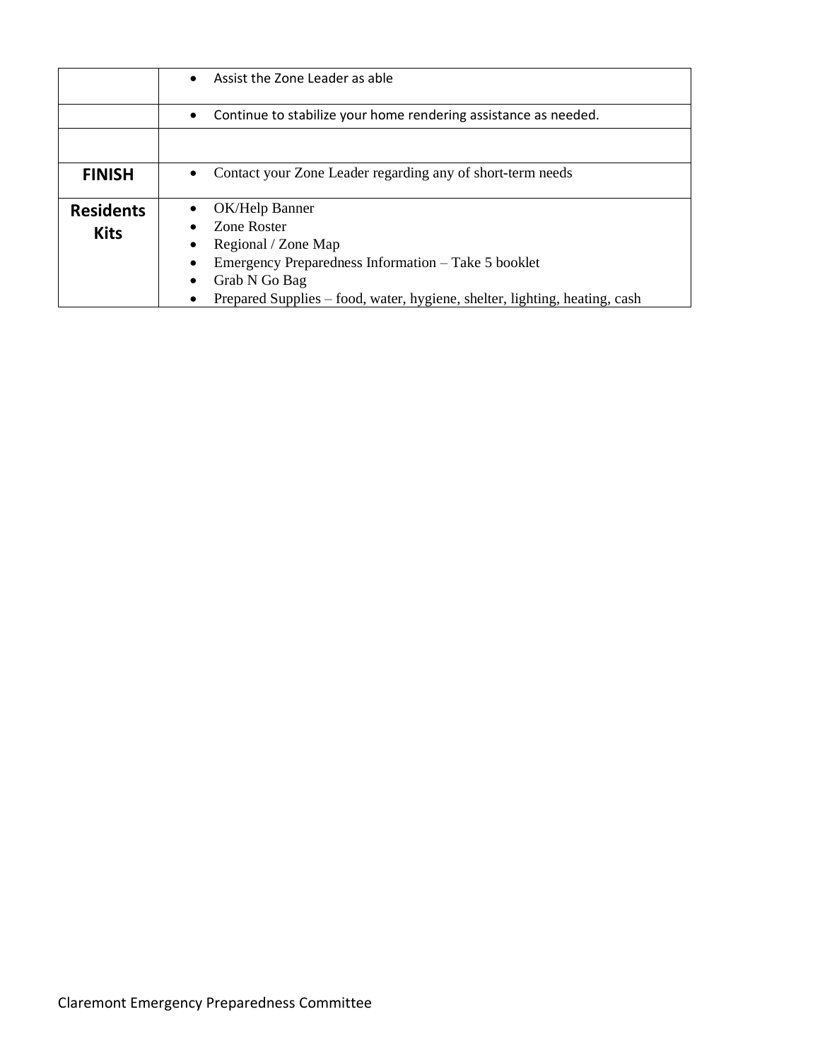| | |
|---|---|
| | • Assist the Zone Leader as able |
| | • Continue to stabilize your home rendering assistance as needed. |
| | |
| **FINISH** | • Contact your Zone Leader regarding any of short-term needs |
| **Residents Kits** | • OK/Help Banner<br>• Zone Roster<br>• Regional / Zone Map<br>• Emergency Preparedness Information – Take 5 booklet<br>• Grab N Go Bag<br>• Prepared Supplies – food, water, hygiene, shelter, lighting, heating, cash |

Claremont Emergency Preparedness Committee